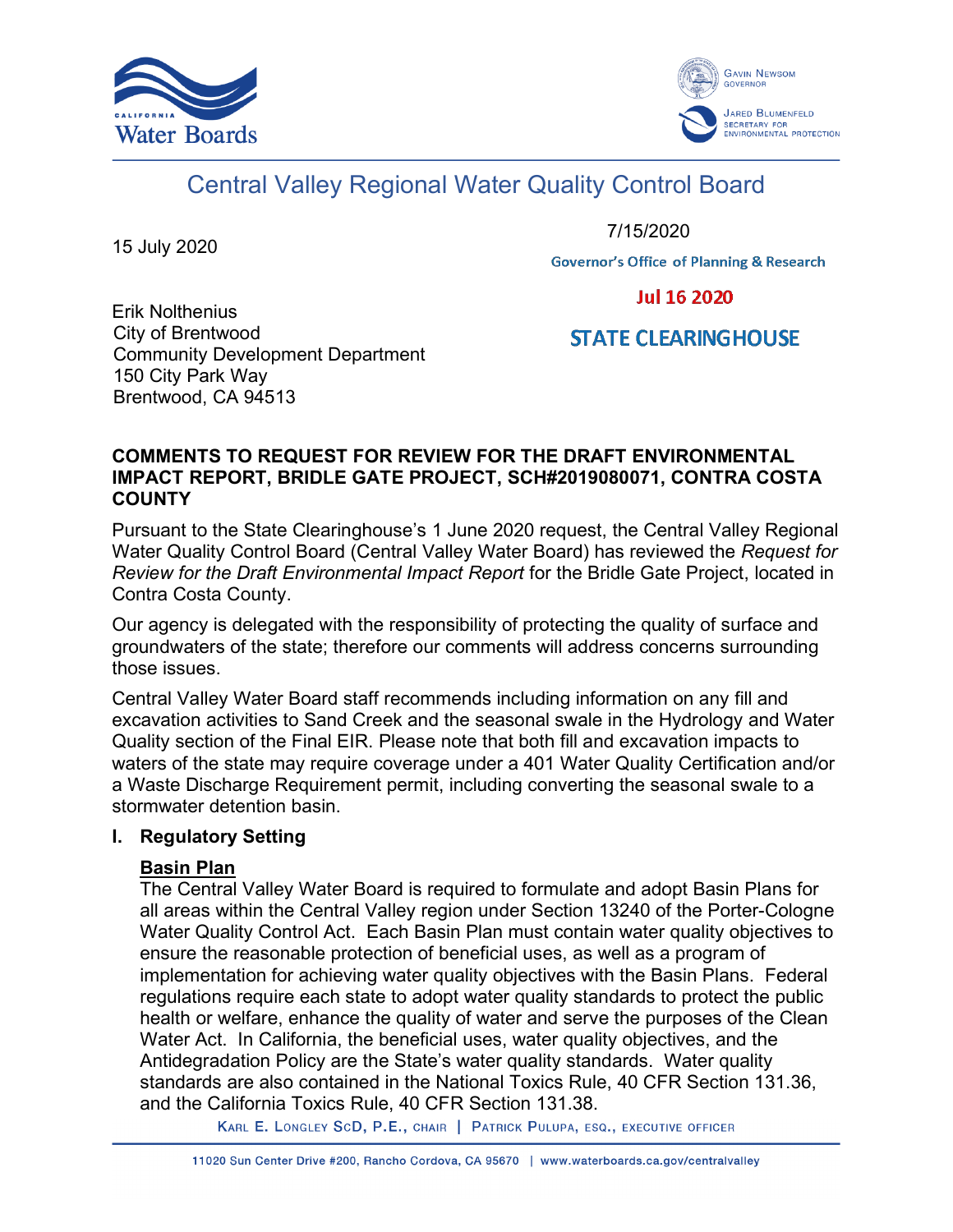California Water Boards

Gavin Newsom, Governor
Jared Blumenfeld, Secretary for Environmental Protection

# Central Valley Regional Water Quality Control Board

15 July 2020

7/15/2020

Governor's Office of Planning & Research

Jul 16 2020

STATE CLEARINGHOUSE

Erik Nolthenius
City of Brentwood
Community Development Department
150 City Park Way
Brentwood, CA 94513

**COMMENTS TO REQUEST FOR REVIEW FOR THE DRAFT ENVIRONMENTAL IMPACT REPORT, BRIDLE GATE PROJECT, SCH#2019080071, CONTRA COSTA COUNTY**

Pursuant to the State Clearinghouse's 1 June 2020 request, the Central Valley Regional Water Quality Control Board (Central Valley Water Board) has reviewed the *Request for Review for the Draft Environmental Impact Report* for the Bridle Gate Project, located in Contra Costa County.

Our agency is delegated with the responsibility of protecting the quality of surface and groundwaters of the state; therefore our comments will address concerns surrounding those issues.

Central Valley Water Board staff recommends including information on any fill and excavation activities to Sand Creek and the seasonal swale in the Hydrology and Water Quality section of the Final EIR. Please note that both fill and excavation impacts to waters of the state may require coverage under a 401 Water Quality Certification and/or a Waste Discharge Requirement permit, including converting the seasonal swale to a stormwater detention basin.

## I. Regulatory Setting

### Basin Plan

The Central Valley Water Board is required to formulate and adopt Basin Plans for all areas within the Central Valley region under Section 13240 of the Porter-Cologne Water Quality Control Act. Each Basin Plan must contain water quality objectives to ensure the reasonable protection of beneficial uses, as well as a program of implementation for achieving water quality objectives with the Basin Plans. Federal regulations require each state to adopt water quality standards to protect the public health or welfare, enhance the quality of water and serve the purposes of the Clean Water Act. In California, the beneficial uses, water quality objectives, and the Antidegradation Policy are the State's water quality standards. Water quality standards are also contained in the National Toxics Rule, 40 CFR Section 131.36, and the California Toxics Rule, 40 CFR Section 131.38.

Karl E. Longley ScD, P.E., Chair | Patrick Pulupa, Esq., Executive Officer

11020 Sun Center Drive #200, Rancho Cordova, CA 95670 | www.waterboards.ca.gov/centralvalley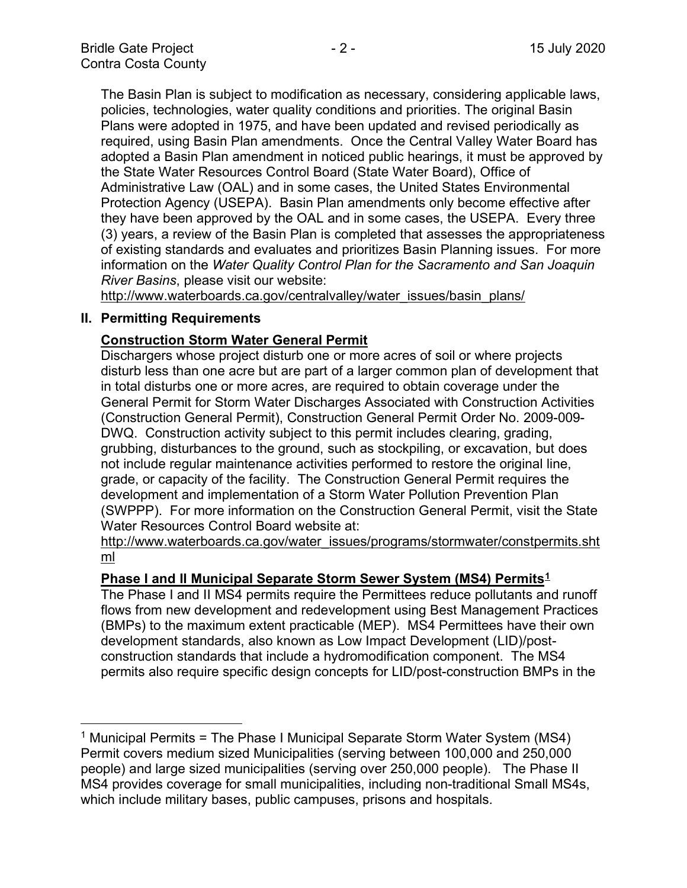The Basin Plan is subject to modification as necessary, considering applicable laws, policies, technologies, water quality conditions and priorities. The original Basin Plans were adopted in 1975, and have been updated and revised periodically as required, using Basin Plan amendments. Once the Central Valley Water Board has adopted a Basin Plan amendment in noticed public hearings, it must be approved by the State Water Resources Control Board (State Water Board), Office of Administrative Law (OAL) and in some cases, the United States Environmental Protection Agency (USEPA). Basin Plan amendments only become effective after they have been approved by the OAL and in some cases, the USEPA. Every three (3) years, a review of the Basin Plan is completed that assesses the appropriateness of existing standards and evaluates and prioritizes Basin Planning issues. For more information on the *Water Quality Control Plan for the Sacramento and San Joaquin River Basins*, please visit our website: http://www.waterboards.ca.gov/centralvalley/water_issues/basin_plans/

## II. Permitting Requirements

**Construction Storm Water General Permit**

Dischargers whose project disturb one or more acres of soil or where projects disturb less than one acre but are part of a larger common plan of development that in total disturbs one or more acres, are required to obtain coverage under the General Permit for Storm Water Discharges Associated with Construction Activities (Construction General Permit), Construction General Permit Order No. 2009-009-DWQ. Construction activity subject to this permit includes clearing, grading, grubbing, disturbances to the ground, such as stockpiling, or excavation, but does not include regular maintenance activities performed to restore the original line, grade, or capacity of the facility. The Construction General Permit requires the development and implementation of a Storm Water Pollution Prevention Plan (SWPPP). For more information on the Construction General Permit, visit the State Water Resources Control Board website at: http://www.waterboards.ca.gov/water_issues/programs/stormwater/constpermits.shtml

**Phase I and II Municipal Separate Storm Sewer System (MS4) Permits[1]**

The Phase I and II MS4 permits require the Permittees reduce pollutants and runoff flows from new development and redevelopment using Best Management Practices (BMPs) to the maximum extent practicable (MEP). MS4 Permittees have their own development standards, also known as Low Impact Development (LID)/post-construction standards that include a hydromodification component. The MS4 permits also require specific design concepts for LID/post-construction BMPs in the

[1] Municipal Permits = The Phase I Municipal Separate Storm Water System (MS4) Permit covers medium sized Municipalities (serving between 100,000 and 250,000 people) and large sized municipalities (serving over 250,000 people). The Phase II MS4 provides coverage for small municipalities, including non-traditional Small MS4s, which include military bases, public campuses, prisons and hospitals.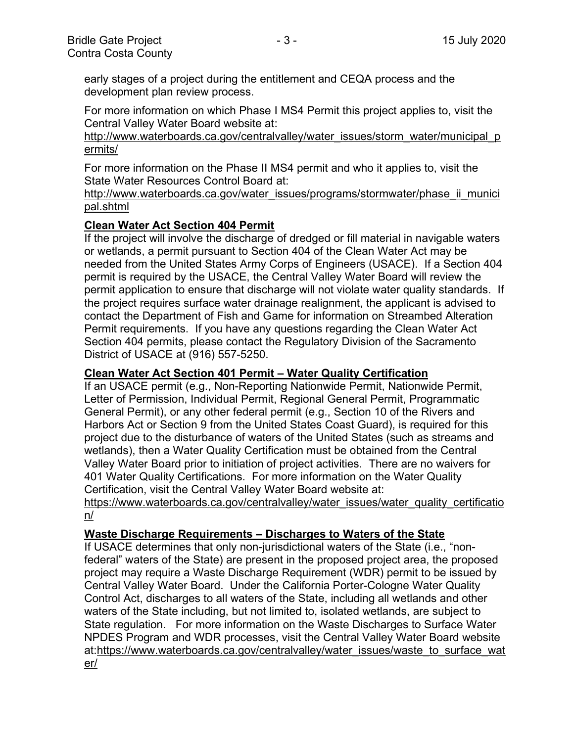early stages of a project during the entitlement and CEQA process and the development plan review process.

For more information on which Phase I MS4 Permit this project applies to, visit the Central Valley Water Board website at:
http://www.waterboards.ca.gov/centralvalley/water_issues/storm_water/municipal_permits/

For more information on the Phase II MS4 permit and who it applies to, visit the State Water Resources Control Board at:
http://www.waterboards.ca.gov/water_issues/programs/stormwater/phase_ii_municipal.shtml

**Clean Water Act Section 404 Permit**

If the project will involve the discharge of dredged or fill material in navigable waters or wetlands, a permit pursuant to Section 404 of the Clean Water Act may be needed from the United States Army Corps of Engineers (USACE). If a Section 404 permit is required by the USACE, the Central Valley Water Board will review the permit application to ensure that discharge will not violate water quality standards. If the project requires surface water drainage realignment, the applicant is advised to contact the Department of Fish and Game for information on Streambed Alteration Permit requirements. If you have any questions regarding the Clean Water Act Section 404 permits, please contact the Regulatory Division of the Sacramento District of USACE at (916) 557-5250.

**Clean Water Act Section 401 Permit – Water Quality Certification**

If an USACE permit (e.g., Non-Reporting Nationwide Permit, Nationwide Permit, Letter of Permission, Individual Permit, Regional General Permit, Programmatic General Permit), or any other federal permit (e.g., Section 10 of the Rivers and Harbors Act or Section 9 from the United States Coast Guard), is required for this project due to the disturbance of waters of the United States (such as streams and wetlands), then a Water Quality Certification must be obtained from the Central Valley Water Board prior to initiation of project activities. There are no waivers for 401 Water Quality Certifications. For more information on the Water Quality Certification, visit the Central Valley Water Board website at:
https://www.waterboards.ca.gov/centralvalley/water_issues/water_quality_certification/

**Waste Discharge Requirements – Discharges to Waters of the State**

If USACE determines that only non-jurisdictional waters of the State (i.e., "non-federal" waters of the State) are present in the proposed project area, the proposed project may require a Waste Discharge Requirement (WDR) permit to be issued by Central Valley Water Board. Under the California Porter-Cologne Water Quality Control Act, discharges to all waters of the State, including all wetlands and other waters of the State including, but not limited to, isolated wetlands, are subject to State regulation. For more information on the Waste Discharges to Surface Water NPDES Program and WDR processes, visit the Central Valley Water Board website at:https://www.waterboards.ca.gov/centralvalley/water_issues/waste_to_surface_water/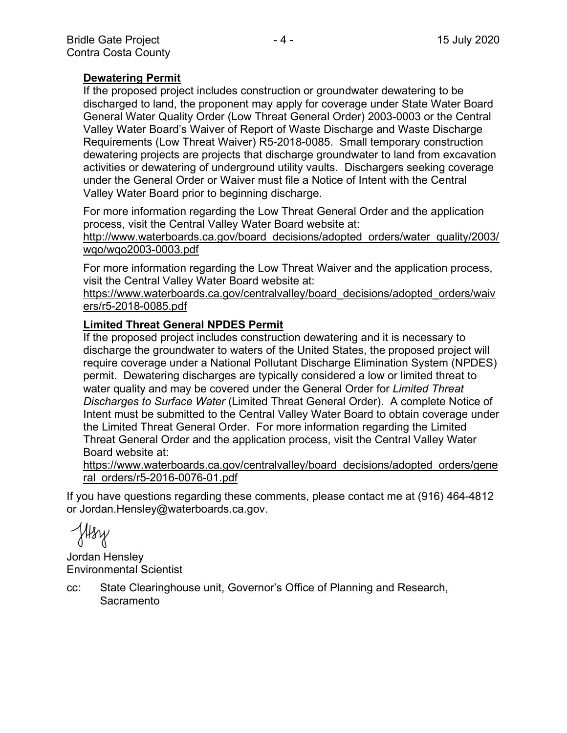**Dewatering Permit**

If the proposed project includes construction or groundwater dewatering to be discharged to land, the proponent may apply for coverage under State Water Board General Water Quality Order (Low Threat General Order) 2003-0003 or the Central Valley Water Board's Waiver of Report of Waste Discharge and Waste Discharge Requirements (Low Threat Waiver) R5-2018-0085. Small temporary construction dewatering projects are projects that discharge groundwater to land from excavation activities or dewatering of underground utility vaults. Dischargers seeking coverage under the General Order or Waiver must file a Notice of Intent with the Central Valley Water Board prior to beginning discharge.

For more information regarding the Low Threat General Order and the application process, visit the Central Valley Water Board website at:
http://www.waterboards.ca.gov/board_decisions/adopted_orders/water_quality/2003/wqo/wqo2003-0003.pdf

For more information regarding the Low Threat Waiver and the application process, visit the Central Valley Water Board website at:
https://www.waterboards.ca.gov/centralvalley/board_decisions/adopted_orders/waivers/r5-2018-0085.pdf

**Limited Threat General NPDES Permit**

If the proposed project includes construction dewatering and it is necessary to discharge the groundwater to waters of the United States, the proposed project will require coverage under a National Pollutant Discharge Elimination System (NPDES) permit. Dewatering discharges are typically considered a low or limited threat to water quality and may be covered under the General Order for *Limited Threat Discharges to Surface Water* (Limited Threat General Order). A complete Notice of Intent must be submitted to the Central Valley Water Board to obtain coverage under the Limited Threat General Order. For more information regarding the Limited Threat General Order and the application process, visit the Central Valley Water Board website at:
https://www.waterboards.ca.gov/centralvalley/board_decisions/adopted_orders/general_orders/r5-2016-0076-01.pdf

If you have questions regarding these comments, please contact me at (916) 464-4812 or Jordan.Hensley@waterboards.ca.gov.

Jordan Hensley
Environmental Scientist

cc: State Clearinghouse unit, Governor's Office of Planning and Research, Sacramento